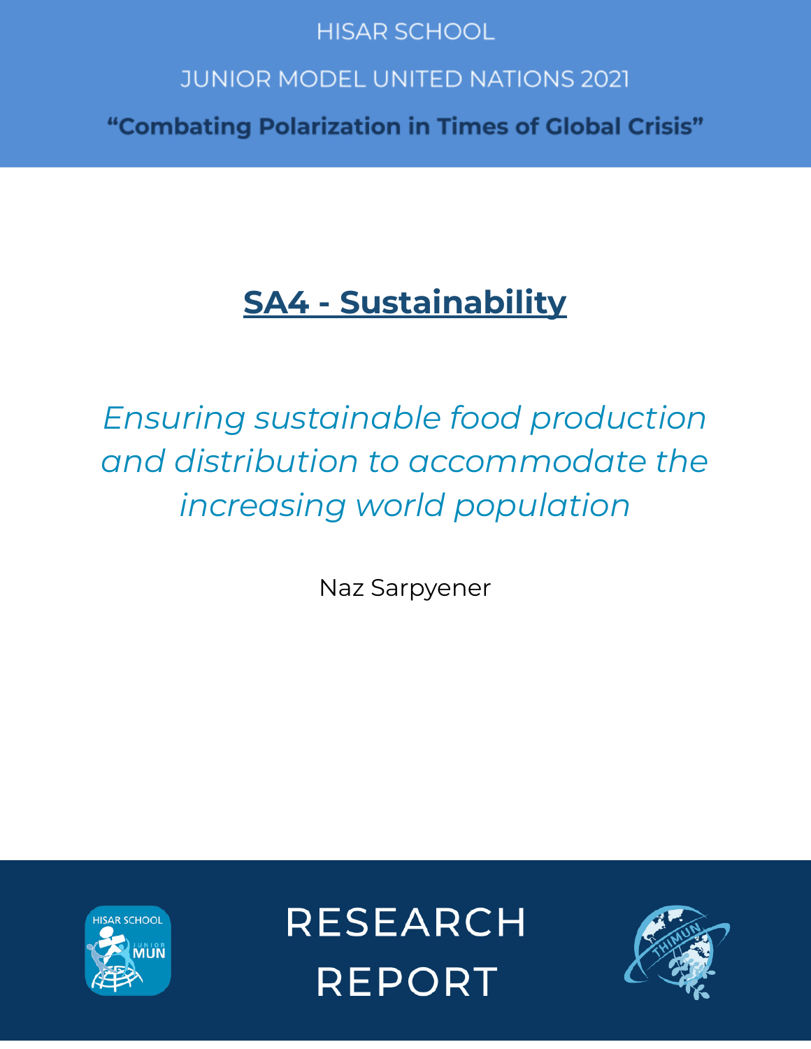HISAR SCHOOL

JUNIOR MODEL UNITED NATIONS 2021

**"Combating Polarization in Times of Global Crisis"**

# SA4 - Sustainability

*Ensuring sustainable food production and distribution to accommodate the increasing world population*

Naz Sarpyener

RESEARCH REPORT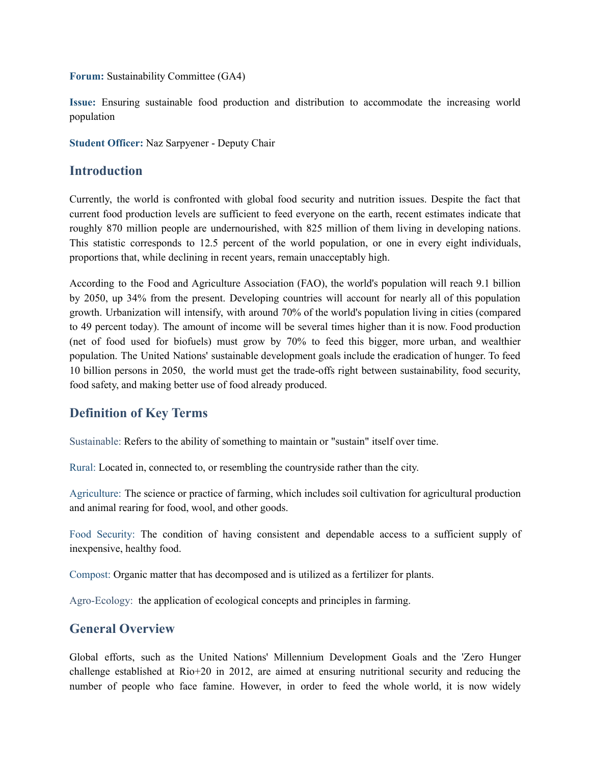**Forum:** Sustainability Committee (GA4)

**Issue:** Ensuring sustainable food production and distribution to accommodate the increasing world population

**Student Officer:** Naz Sarpyener - Deputy Chair

## Introduction

Currently, the world is confronted with global food security and nutrition issues. Despite the fact that current food production levels are sufficient to feed everyone on the earth, recent estimates indicate that roughly 870 million people are undernourished, with 825 million of them living in developing nations. This statistic corresponds to 12.5 percent of the world population, or one in every eight individuals, proportions that, while declining in recent years, remain unacceptably high.

According to the Food and Agriculture Association (FAO), the world's population will reach 9.1 billion by 2050, up 34% from the present. Developing countries will account for nearly all of this population growth. Urbanization will intensify, with around 70% of the world's population living in cities (compared to 49 percent today). The amount of income will be several times higher than it is now. Food production (net of food used for biofuels) must grow by 70% to feed this bigger, more urban, and wealthier population. The United Nations' sustainable development goals include the eradication of hunger. To feed 10 billion persons in 2050, the world must get the trade-offs right between sustainability, food security, food safety, and making better use of food already produced.

## Definition of Key Terms

Sustainable: Refers to the ability of something to maintain or "sustain" itself over time.

Rural: Located in, connected to, or resembling the countryside rather than the city.

Agriculture: The science or practice of farming, which includes soil cultivation for agricultural production and animal rearing for food, wool, and other goods.

Food Security: The condition of having consistent and dependable access to a sufficient supply of inexpensive, healthy food.

Compost: Organic matter that has decomposed and is utilized as a fertilizer for plants.

Agro-Ecology: the application of ecological concepts and principles in farming.

## General Overview

Global efforts, such as the United Nations' Millennium Development Goals and the 'Zero Hunger challenge established at Rio+20 in 2012, are aimed at ensuring nutritional security and reducing the number of people who face famine. However, in order to feed the whole world, it is now widely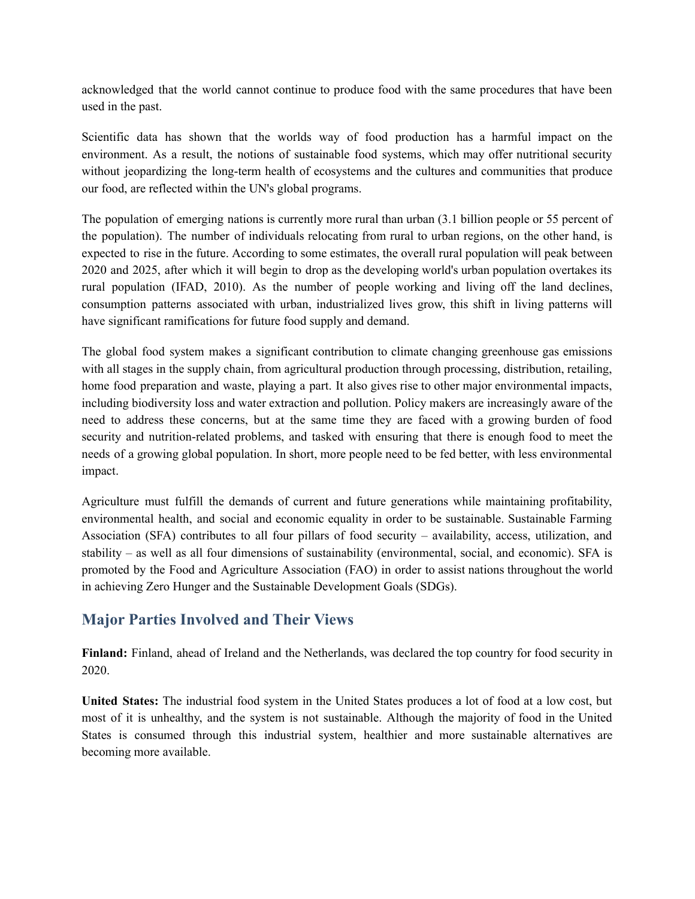acknowledged that the world cannot continue to produce food with the same procedures that have been used in the past.

Scientific data has shown that the worlds way of food production has a harmful impact on the environment. As a result, the notions of sustainable food systems, which may offer nutritional security without jeopardizing the long-term health of ecosystems and the cultures and communities that produce our food, are reflected within the UN's global programs.

The population of emerging nations is currently more rural than urban (3.1 billion people or 55 percent of the population). The number of individuals relocating from rural to urban regions, on the other hand, is expected to rise in the future. According to some estimates, the overall rural population will peak between 2020 and 2025, after which it will begin to drop as the developing world's urban population overtakes its rural population (IFAD, 2010). As the number of people working and living off the land declines, consumption patterns associated with urban, industrialized lives grow, this shift in living patterns will have significant ramifications for future food supply and demand.

The global food system makes a significant contribution to climate changing greenhouse gas emissions with all stages in the supply chain, from agricultural production through processing, distribution, retailing, home food preparation and waste, playing a part. It also gives rise to other major environmental impacts, including biodiversity loss and water extraction and pollution. Policy makers are increasingly aware of the need to address these concerns, but at the same time they are faced with a growing burden of food security and nutrition-related problems, and tasked with ensuring that there is enough food to meet the needs of a growing global population. In short, more people need to be fed better, with less environmental impact.

Agriculture must fulfill the demands of current and future generations while maintaining profitability, environmental health, and social and economic equality in order to be sustainable. Sustainable Farming Association (SFA) contributes to all four pillars of food security – availability, access, utilization, and stability – as well as all four dimensions of sustainability (environmental, social, and economic). SFA is promoted by the Food and Agriculture Association (FAO) in order to assist nations throughout the world in achieving Zero Hunger and the Sustainable Development Goals (SDGs).

## Major Parties Involved and Their Views

**Finland:** Finland, ahead of Ireland and the Netherlands, was declared the top country for food security in 2020.

**United States:** The industrial food system in the United States produces a lot of food at a low cost, but most of it is unhealthy, and the system is not sustainable. Although the majority of food in the United States is consumed through this industrial system, healthier and more sustainable alternatives are becoming more available.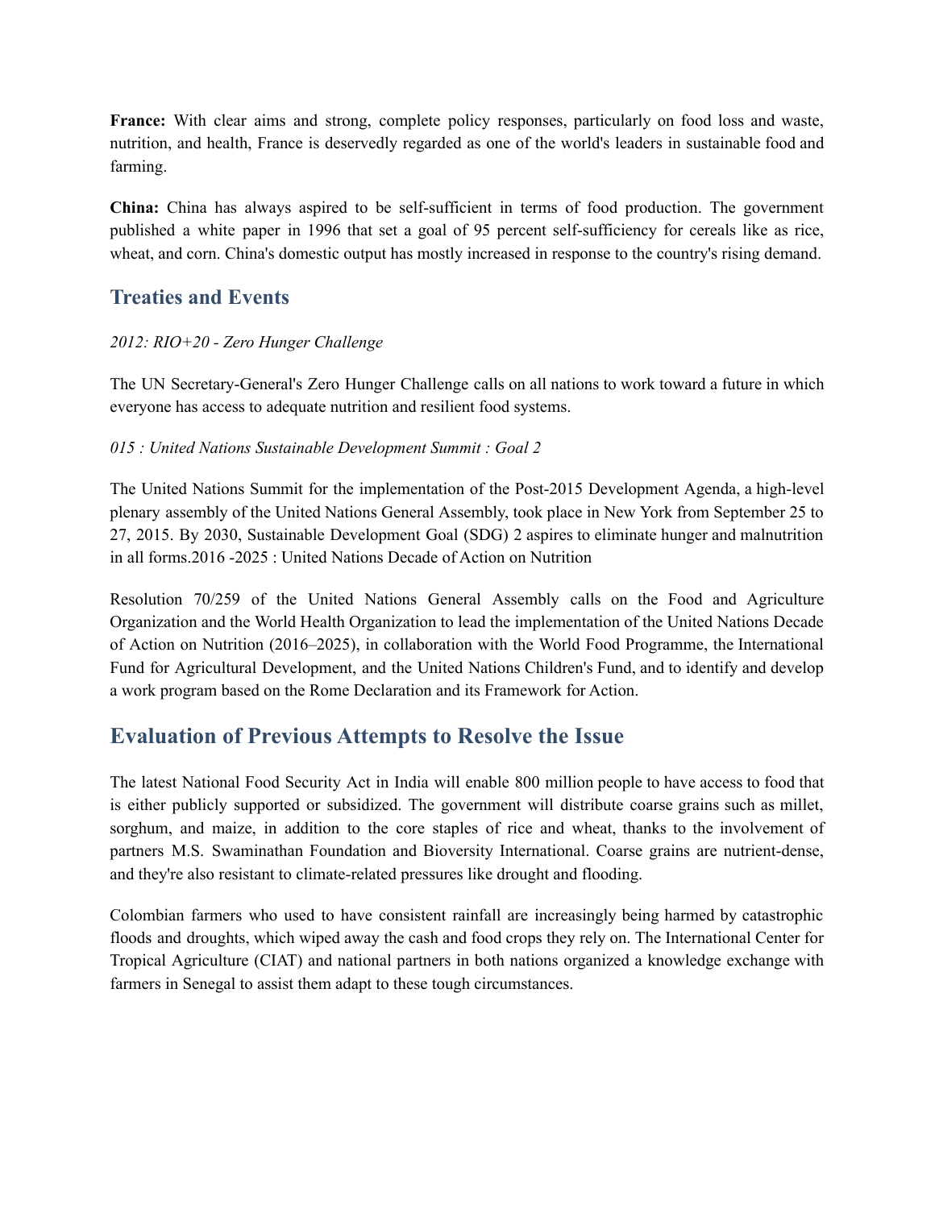**France:** With clear aims and strong, complete policy responses, particularly on food loss and waste, nutrition, and health, France is deservedly regarded as one of the world's leaders in sustainable food and farming.

**China:** China has always aspired to be self-sufficient in terms of food production. The government published a white paper in 1996 that set a goal of 95 percent self-sufficiency for cereals like as rice, wheat, and corn. China's domestic output has mostly increased in response to the country's rising demand.

## Treaties and Events

*2012: RIO+20 - Zero Hunger Challenge*

The UN Secretary-General's Zero Hunger Challenge calls on all nations to work toward a future in which everyone has access to adequate nutrition and resilient food systems.

*015 : United Nations Sustainable Development Summit : Goal 2*

The United Nations Summit for the implementation of the Post-2015 Development Agenda, a high-level plenary assembly of the United Nations General Assembly, took place in New York from September 25 to 27, 2015. By 2030, Sustainable Development Goal (SDG) 2 aspires to eliminate hunger and malnutrition in all forms.2016 -2025 : United Nations Decade of Action on Nutrition

Resolution 70/259 of the United Nations General Assembly calls on the Food and Agriculture Organization and the World Health Organization to lead the implementation of the United Nations Decade of Action on Nutrition (2016–2025), in collaboration with the World Food Programme, the International Fund for Agricultural Development, and the United Nations Children's Fund, and to identify and develop a work program based on the Rome Declaration and its Framework for Action.

## Evaluation of Previous Attempts to Resolve the Issue

The latest National Food Security Act in India will enable 800 million people to have access to food that is either publicly supported or subsidized. The government will distribute coarse grains such as millet, sorghum, and maize, in addition to the core staples of rice and wheat, thanks to the involvement of partners M.S. Swaminathan Foundation and Bioversity International. Coarse grains are nutrient-dense, and they're also resistant to climate-related pressures like drought and flooding.

Colombian farmers who used to have consistent rainfall are increasingly being harmed by catastrophic floods and droughts, which wiped away the cash and food crops they rely on. The International Center for Tropical Agriculture (CIAT) and national partners in both nations organized a knowledge exchange with farmers in Senegal to assist them adapt to these tough circumstances.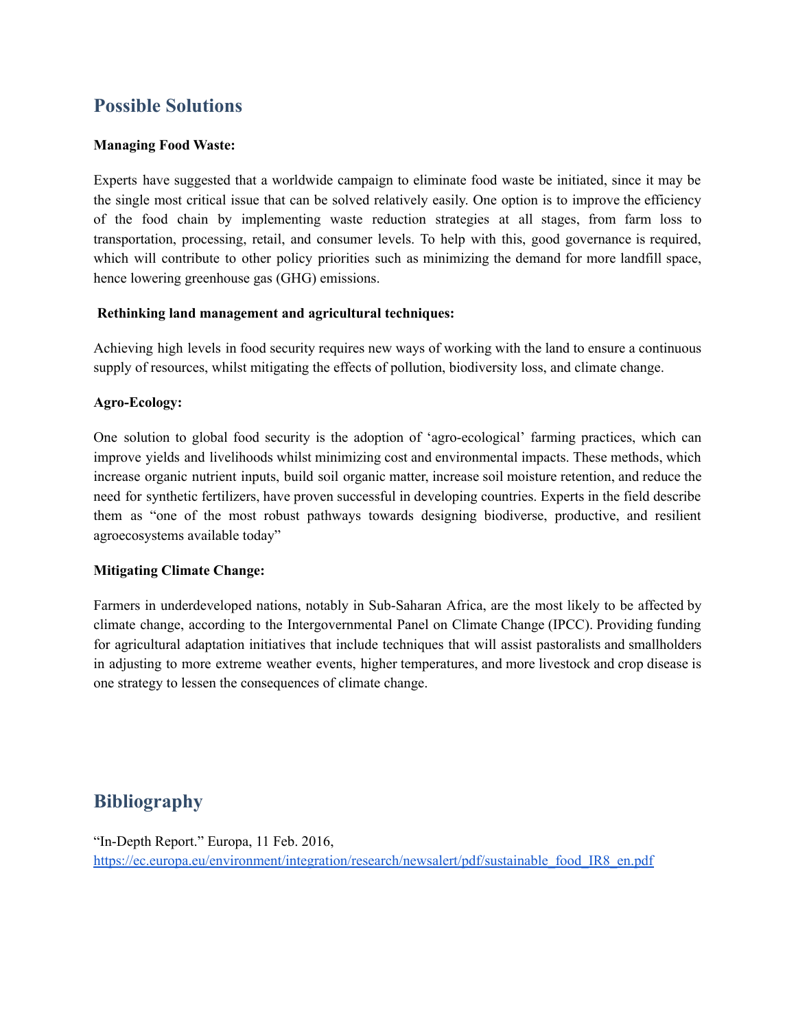## Possible Solutions

**Managing Food Waste:**

Experts have suggested that a worldwide campaign to eliminate food waste be initiated, since it may be the single most critical issue that can be solved relatively easily. One option is to improve the efficiency of the food chain by implementing waste reduction strategies at all stages, from farm loss to transportation, processing, retail, and consumer levels. To help with this, good governance is required, which will contribute to other policy priorities such as minimizing the demand for more landfill space, hence lowering greenhouse gas (GHG) emissions.

**Rethinking land management and agricultural techniques:**

Achieving high levels in food security requires new ways of working with the land to ensure a continuous supply of resources, whilst mitigating the effects of pollution, biodiversity loss, and climate change.

**Agro-Ecology:**

One solution to global food security is the adoption of 'agro-ecological' farming practices, which can improve yields and livelihoods whilst minimizing cost and environmental impacts. These methods, which increase organic nutrient inputs, build soil organic matter, increase soil moisture retention, and reduce the need for synthetic fertilizers, have proven successful in developing countries. Experts in the field describe them as "one of the most robust pathways towards designing biodiverse, productive, and resilient agroecosystems available today"

**Mitigating Climate Change:**

Farmers in underdeveloped nations, notably in Sub-Saharan Africa, are the most likely to be affected by climate change, according to the Intergovernmental Panel on Climate Change (IPCC). Providing funding for agricultural adaptation initiatives that include techniques that will assist pastoralists and smallholders in adjusting to more extreme weather events, higher temperatures, and more livestock and crop disease is one strategy to lessen the consequences of climate change.

## Bibliography

"In-Depth Report." Europa, 11 Feb. 2016, https://ec.europa.eu/environment/integration/research/newsalert/pdf/sustainable_food_IR8_en.pdf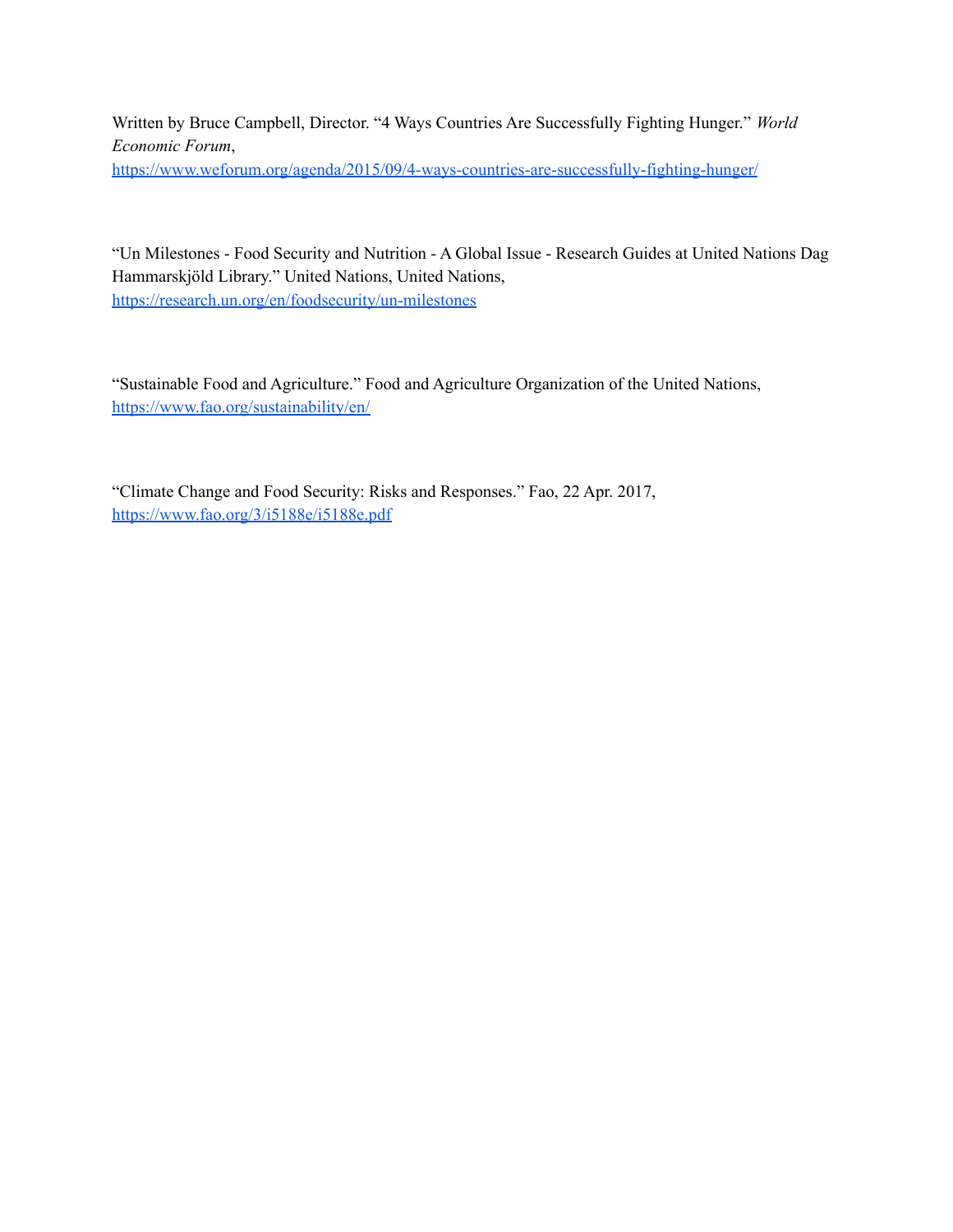Written by Bruce Campbell, Director. "4 Ways Countries Are Successfully Fighting Hunger." *World Economic Forum*, https://www.weforum.org/agenda/2015/09/4-ways-countries-are-successfully-fighting-hunger/

"Un Milestones - Food Security and Nutrition - A Global Issue - Research Guides at United Nations Dag Hammarskjöld Library." United Nations, United Nations, https://research.un.org/en/foodsecurity/un-milestones

"Sustainable Food and Agriculture." Food and Agriculture Organization of the United Nations, https://www.fao.org/sustainability/en/

"Climate Change and Food Security: Risks and Responses." Fao, 22 Apr. 2017, https://www.fao.org/3/i5188e/i5188e.pdf